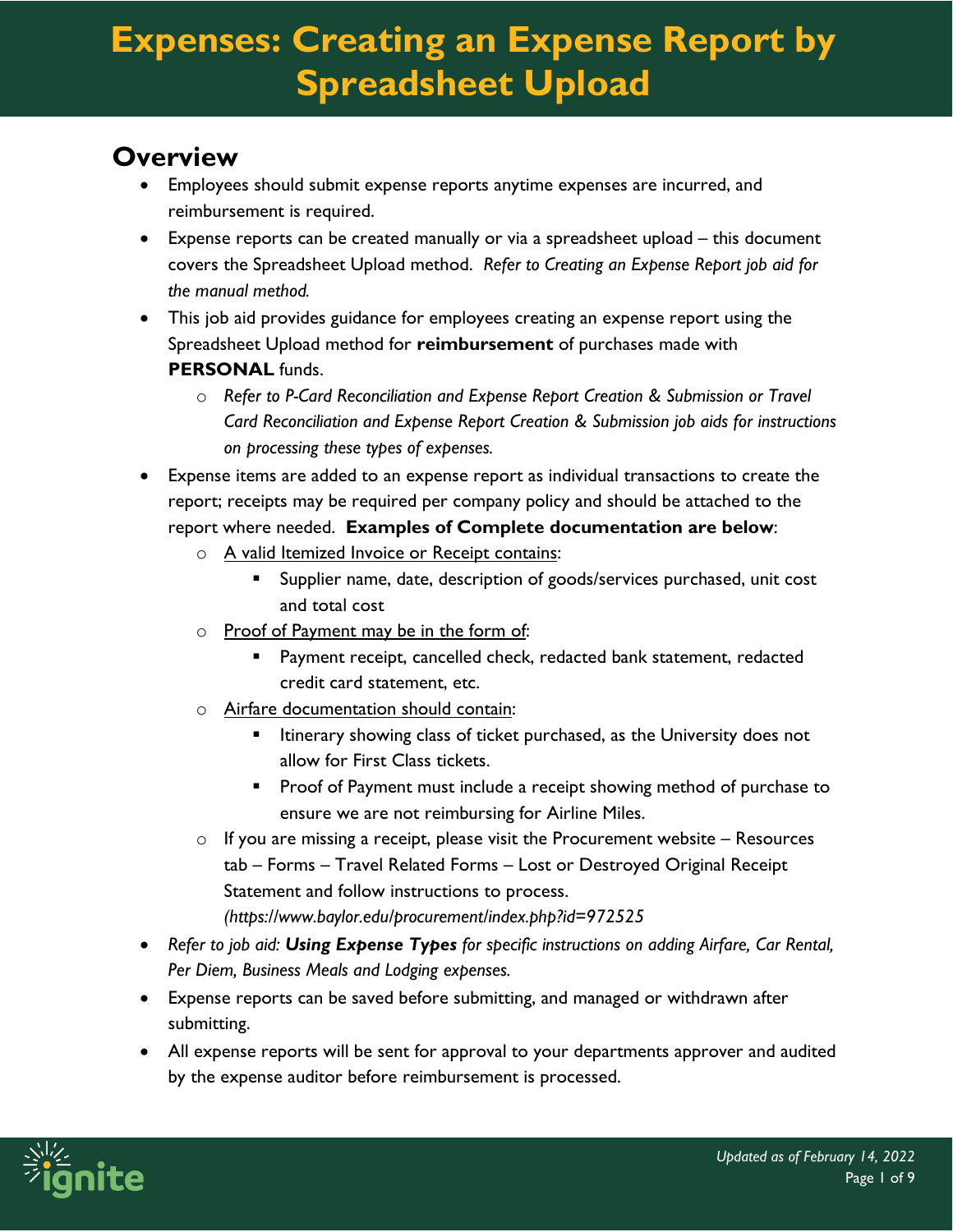# Expenses: Creating an Expense Report by Spreadsheet Upload

## Overview

- Employees should submit expense reports anytime expenses are incurred, and reimbursement is required.
- Expense reports can be created manually or via a spreadsheet upload – this document covers the Spreadsheet Upload method. *Refer to Creating an Expense Report job aid for the manual method.*
- This job aid provides guidance for employees creating an expense report using the Spreadsheet Upload method for **reimbursement** of purchases made with **PERSONAL** funds.
    - *Refer to P-Card Reconciliation and Expense Report Creation & Submission or Travel Card Reconciliation and Expense Report Creation & Submission job aids for instructions on processing these types of expenses.*
- Expense items are added to an expense report as individual transactions to create the report; receipts may be required per company policy and should be attached to the report where needed. **Examples of Complete documentation are below**:
    - A valid Itemized Invoice or Receipt contains:
        - Supplier name, date, description of goods/services purchased, unit cost and total cost
    - Proof of Payment may be in the form of:
        - Payment receipt, cancelled check, redacted bank statement, redacted credit card statement, etc.
    - Airfare documentation should contain:
        - Itinerary showing class of ticket purchased, as the University does not allow for First Class tickets.
        - Proof of Payment must include a receipt showing method of purchase to ensure we are not reimbursing for Airline Miles.
    - If you are missing a receipt, please visit the Procurement website – Resources tab – Forms – Travel Related Forms – Lost or Destroyed Original Receipt Statement and follow instructions to process. *(https://www.baylor.edu/procurement/index.php?id=972525*
- *Refer to job aid: **Using Expense Types** for specific instructions on adding Airfare, Car Rental, Per Diem, Business Meals and Lodging expenses.*
- Expense reports can be saved before submitting, and managed or withdrawn after submitting.
- All expense reports will be sent for approval to your departments approver and audited by the expense auditor before reimbursement is processed.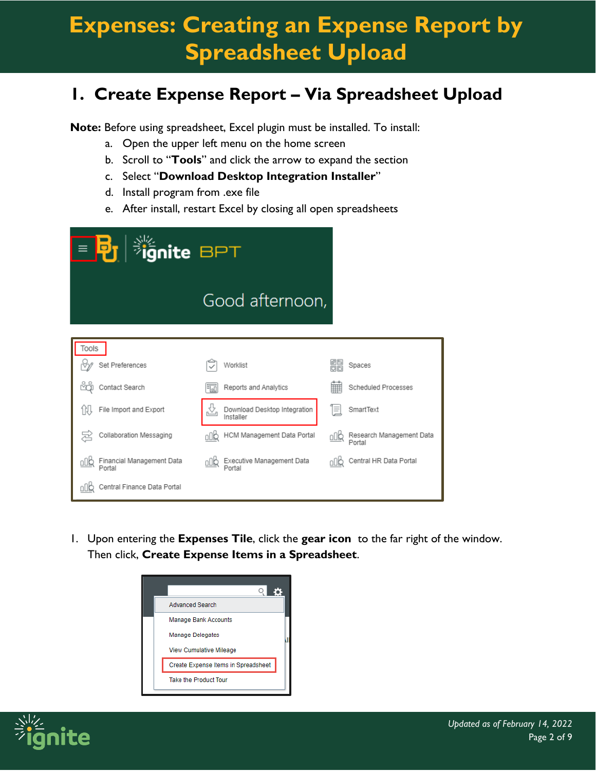# Expenses: Creating an Expense Report by Spreadsheet Upload

## 1. Create Expense Report – Via Spreadsheet Upload

**Note:** Before using spreadsheet, Excel plugin must be installed. To install:

a. Open the upper left menu on the home screen
b. Scroll to "**Tools**" and click the arrow to expand the section
c. Select "**Download Desktop Integration Installer**"
d. Install program from .exe file
e. After install, restart Excel by closing all open spreadsheets

1. Upon entering the **Expenses Tile**, click the **gear icon** to the far right of the window. Then click, **Create Expense Items in a Spreadsheet**.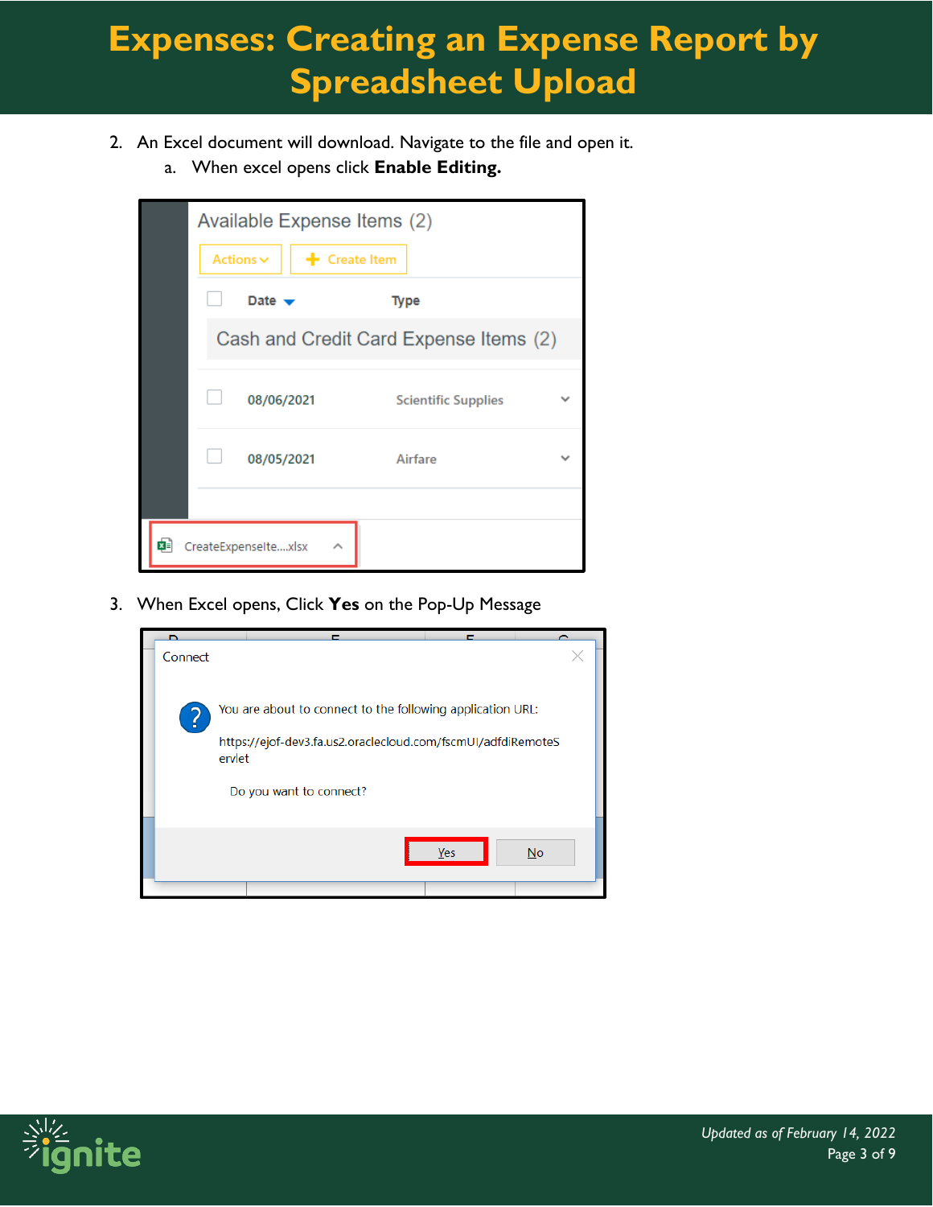# Expenses: Creating an Expense Report by Spreadsheet Upload

2. An Excel document will download. Navigate to the file and open it.
    a. When excel opens click **Enable Editing.**

3. When Excel opens, Click **Yes** on the Pop-Up Message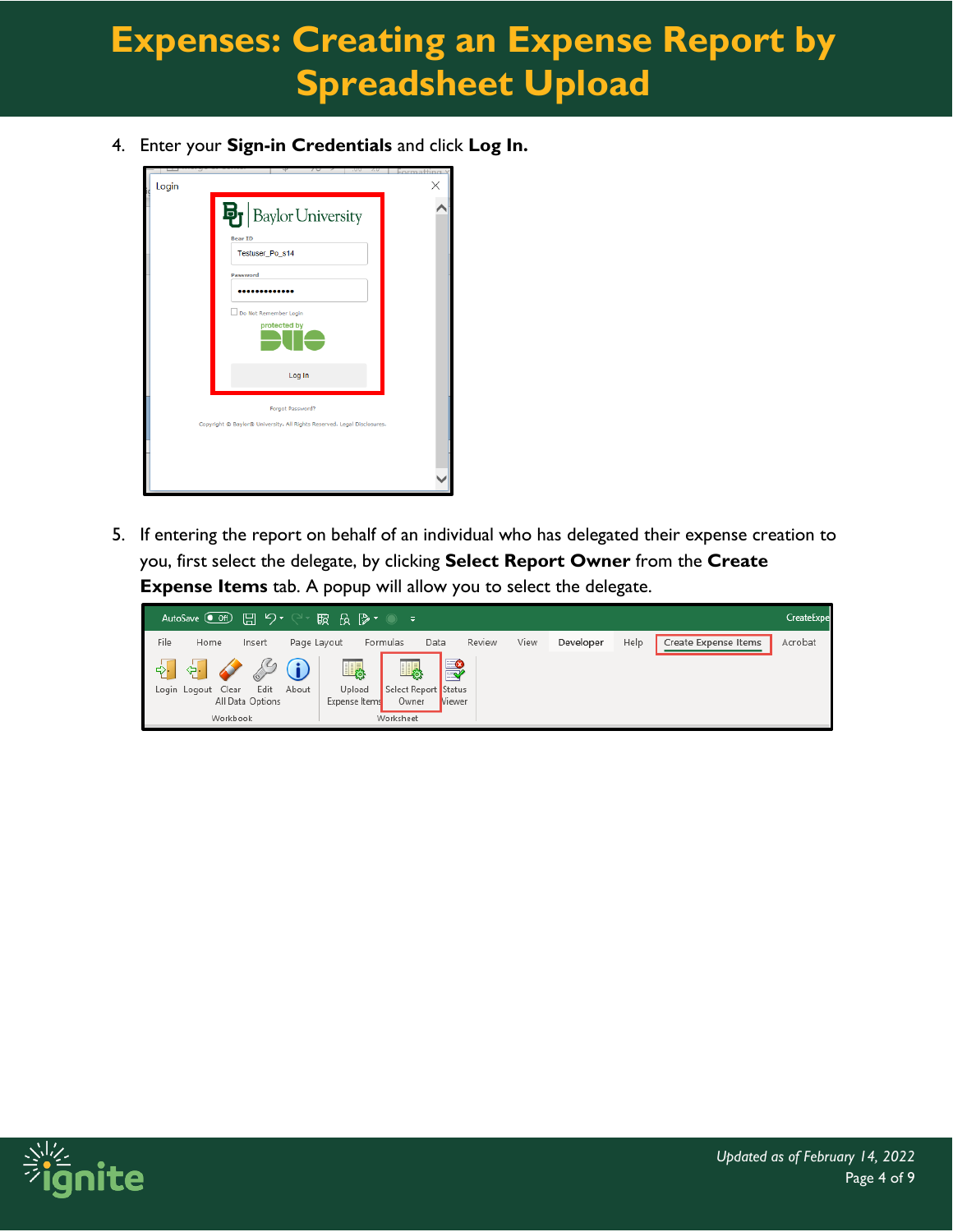4. Enter your **Sign-in Credentials** and click **Log In.**

5. If entering the report on behalf of an individual who has delegated their expense creation to you, first select the delegate, by clicking **Select Report Owner** from the **Create Expense Items** tab. A popup will allow you to select the delegate.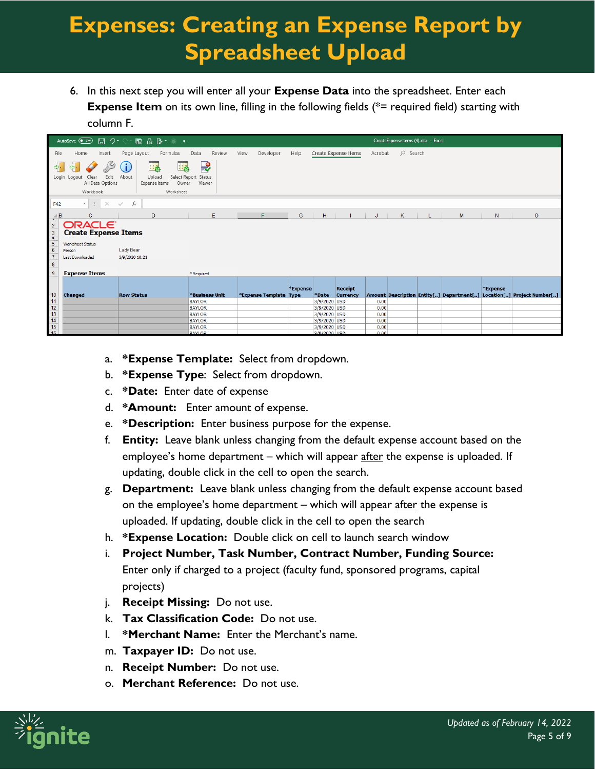# Expenses: Creating an Expense Report by Spreadsheet Upload

6. In this next step you will enter all your **Expense Data** into the spreadsheet. Enter each **Expense Item** on its own line, filling in the following fields (*= required field) starting with column F.

   a. ***Expense Template:** Select from dropdown.
   b. ***Expense Type**: Select from dropdown.
   c. ***Date:** Enter date of expense
   d. ***Amount:** Enter amount of expense.
   e. ***Description:** Enter business purpose for the expense.
   f. **Entity:** Leave blank unless changing from the default expense account based on the employee's home department – which will appear after the expense is uploaded. If updating, double click in the cell to open the search.
   g. **Department:** Leave blank unless changing from the default expense account based on the employee's home department – which will appear after the expense is uploaded. If updating, double click in the cell to open the search
   h. ***Expense Location:** Double click on cell to launch search window
   i. **Project Number, Task Number, Contract Number, Funding Source:** Enter only if charged to a project (faculty fund, sponsored programs, capital projects)
   j. **Receipt Missing:** Do not use.
   k. **Tax Classification Code:** Do not use.
   l. ***Merchant Name:** Enter the Merchant's name.
   m. **Taxpayer ID:** Do not use.
   n. **Receipt Number:** Do not use.
   o. **Merchant Reference:** Do not use.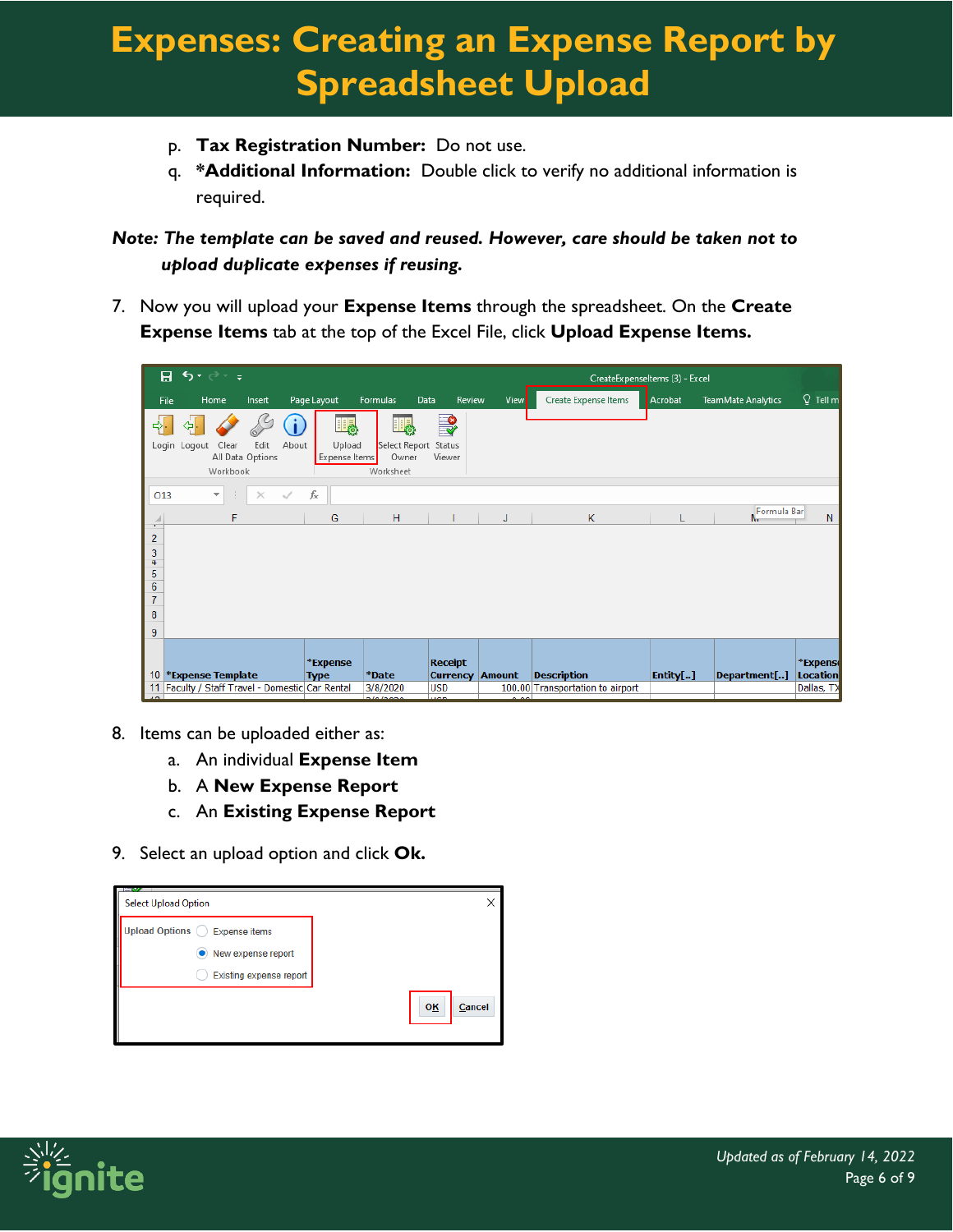# Expenses: Creating an Expense Report by Spreadsheet Upload

p. **Tax Registration Number:** Do not use.

q. ***Additional Information:** Double click to verify no additional information is required.

***Note: The template can be saved and reused. However, care should be taken not to upload duplicate expenses if reusing.***

7. Now you will upload your **Expense Items** through the spreadsheet. On the **Create Expense Items** tab at the top of the Excel File, click **Upload Expense Items.**

8. Items can be uploaded either as:
   a. An individual **Expense Item**
   b. A **New Expense Report**
   c. An **Existing Expense Report**

9. Select an upload option and click **Ok.**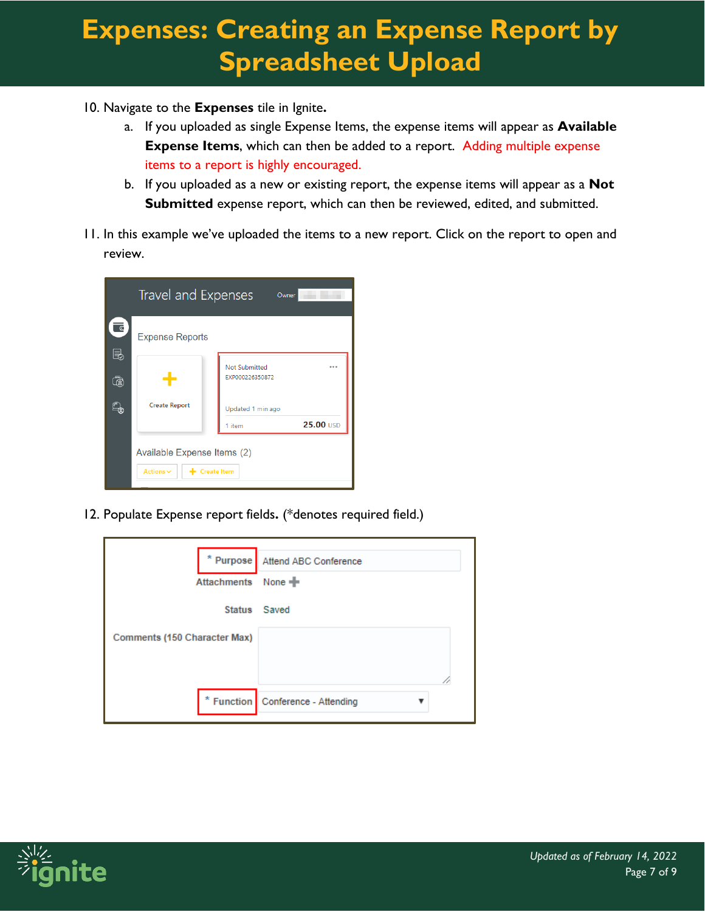# Expenses: Creating an Expense Report by Spreadsheet Upload

10. Navigate to the **Expenses** tile in Ignite**.**
    a. If you uploaded as single Expense Items, the expense items will appear as **Available Expense Items**, which can then be added to a report. Adding multiple expense items to a report is highly encouraged.
    b. If you uploaded as a new or existing report, the expense items will appear as a **Not Submitted** expense report, which can then be reviewed, edited, and submitted.

11. In this example we've uploaded the items to a new report. Click on the report to open and review.

12. Populate Expense report fields**.** (*denotes required field.)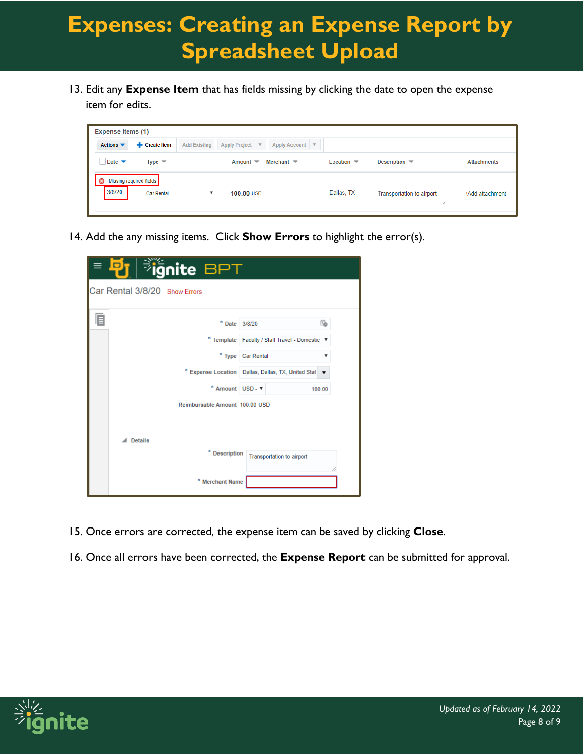# Expenses: Creating an Expense Report by Spreadsheet Upload

13. Edit any **Expense Item** that has fields missing by clicking the date to open the expense item for edits.

14. Add the any missing items. Click **Show Errors** to highlight the error(s).

15. Once errors are corrected, the expense item can be saved by clicking **Close**.

16. Once all errors have been corrected, the **Expense Report** can be submitted for approval.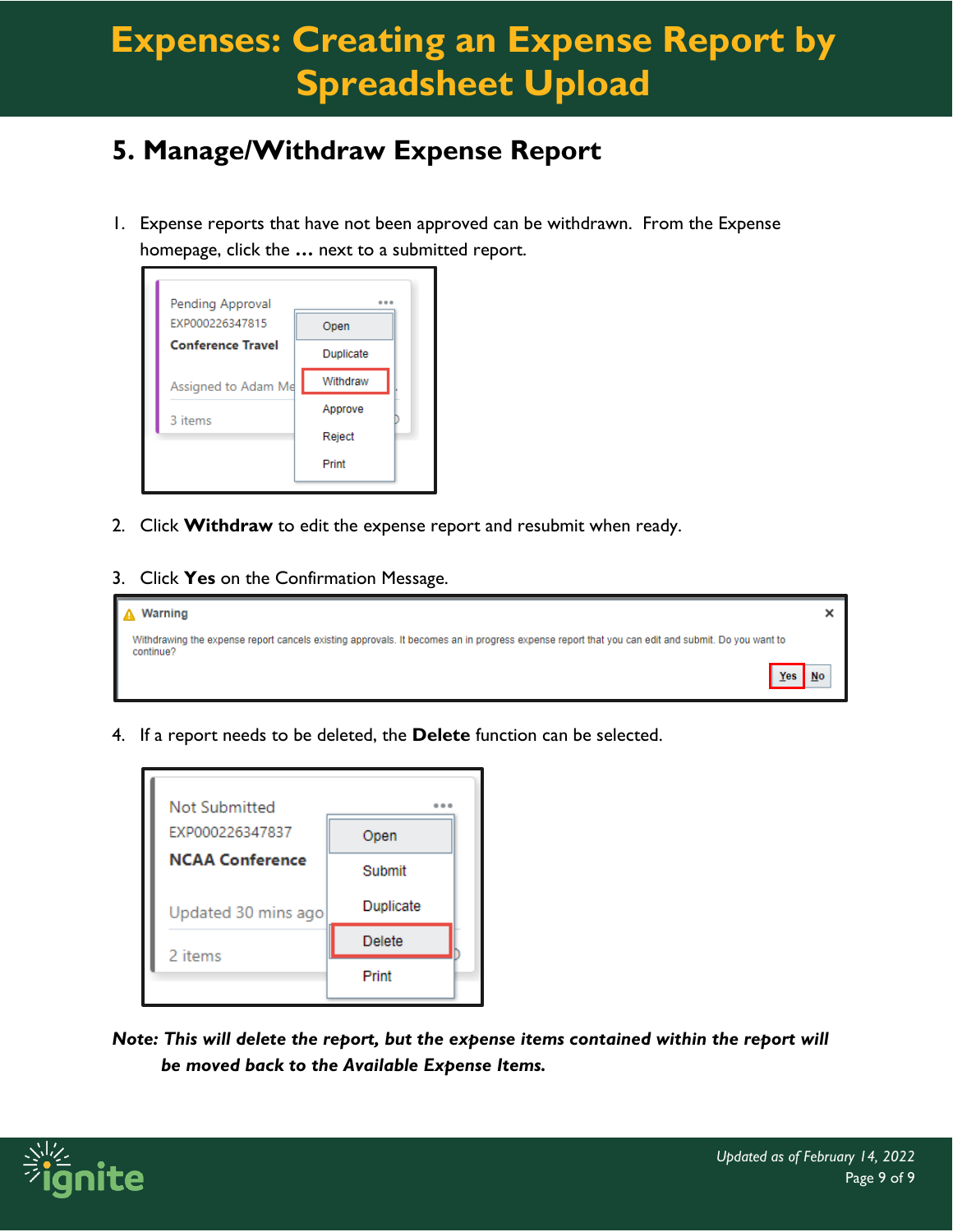# Expenses: Creating an Expense Report by Spreadsheet Upload

## 5. Manage/Withdraw Expense Report

1. Expense reports that have not been approved can be withdrawn. From the Expense homepage, click the **…** next to a submitted report.

2. Click **Withdraw** to edit the expense report and resubmit when ready.

3. Click **Yes** on the Confirmation Message.

4. If a report needs to be deleted, the **Delete** function can be selected.

***Note: This will delete the report, but the expense items contained within the report will be moved back to the Available Expense Items.***